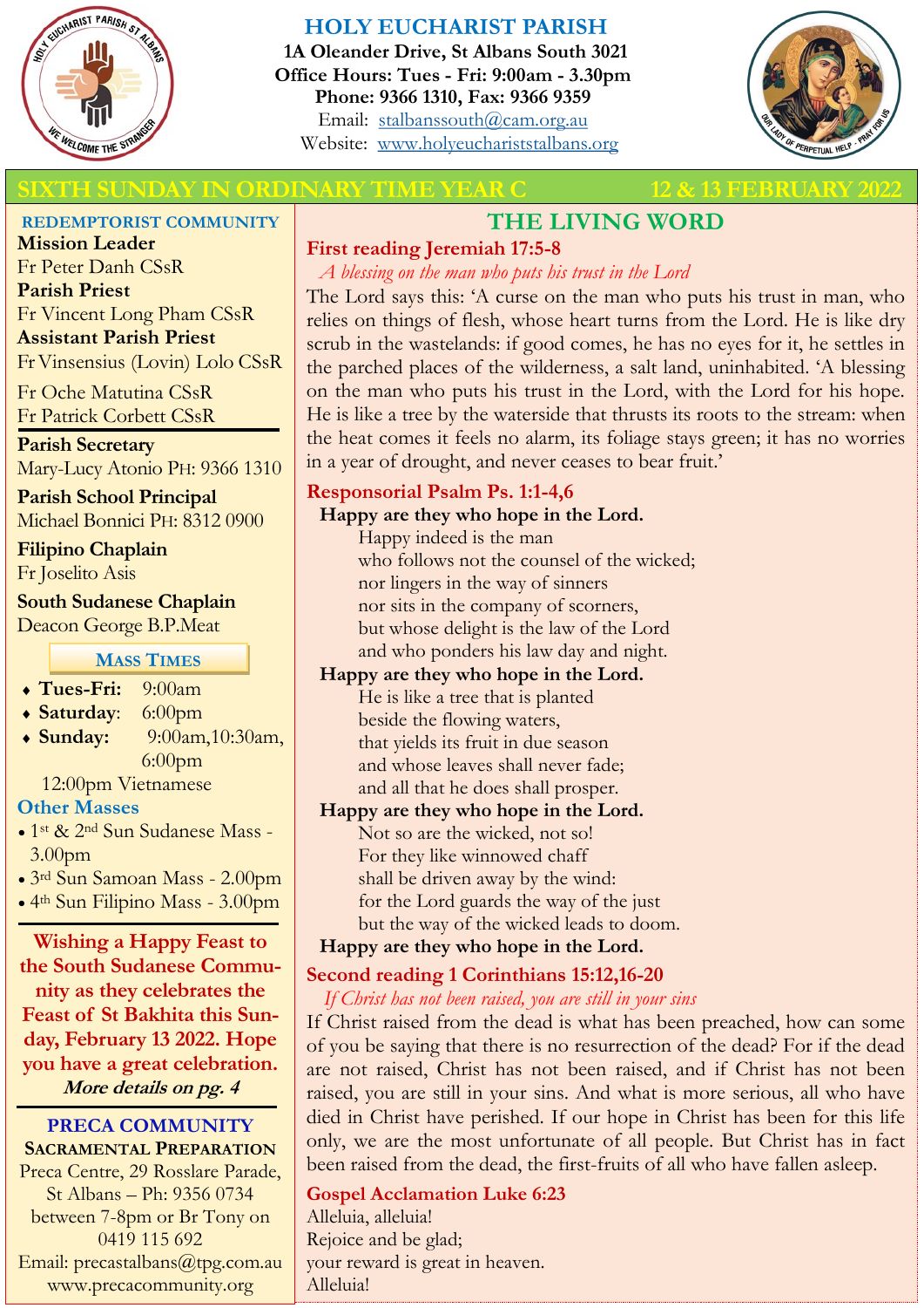# HOLY EUCHARIST PARISH

**1A Oleander Drive, St Albans South 3021**
**Office Hours: Tues - Fri: 9:00am - 3.30pm**
**Phone: 9366 1310, Fax: 9366 9359**
Email: stalbanssouth@cam.org.au
Website: www.holyeucharist­stalbans.org

## SIXTH SUNDAY IN ORDINARY TIME YEAR C — 12 & 13 FEBRUARY 2022

### REDEMPTORIST COMMUNITY

**Mission Leader**
Fr Peter Danh CSsR
**Parish Priest**
Fr Vincent Long Pham CSsR
**Assistant Parish Priest**
Fr Vinsensius (Lovin) Lolo CSsR

Fr Oche Matutina CSsR
Fr Patrick Corbett CSsR

**Parish Secretary**
Mary-Lucy Atonio PH: 9366 1310

**Parish School Principal**
Michael Bonnici PH: 8312 0900

**Filipino Chaplain**
Fr Joselito Asis

**South Sudanese Chaplain**
Deacon George B.P.Meat

### MASS TIMES

- **Tues-Fri:** 9:00am
- **Saturday**: 6:00pm
- **Sunday:** 9:00am, 10:30am, 6:00pm

12:00pm Vietnamese

**Other Masses**

- 1st & 2nd Sun Sudanese Mass - 3.00pm
- 3rd Sun Samoan Mass - 2.00pm
- 4th Sun Filipino Mass - 3.00pm

**Wishing a Happy Feast to the South Sudanese Community as they celebrates the Feast of St Bakhita this Sunday, February 13 2022. Hope you have a great celebration.**
***More details on pg. 4***

### PRECA COMMUNITY

**SACRAMENTAL PREPARATION**
Preca Centre, 29 Rosslare Parade, St Albans – Ph: 9356 0734 between 7-8pm or Br Tony on 0419 115 692
Email: precastalbans@tpg.com.au
www.precacommunity.org

## THE LIVING WORD

**First reading Jeremiah 17:5-8**
*A blessing on the man who puts his trust in the Lord*

The Lord says this: 'A curse on the man who puts his trust in man, who relies on things of flesh, whose heart turns from the Lord. He is like dry scrub in the wastelands: if good comes, he has no eyes for it, he settles in the parched places of the wilderness, a salt land, uninhabited. 'A blessing on the man who puts his trust in the Lord, with the Lord for his hope. He is like a tree by the waterside that thrusts its roots to the stream: when the heat comes it feels no alarm, its foliage stays green; it has no worries in a year of drought, and never ceases to bear fruit.'

**Responsorial Psalm Ps. 1:1-4,6**

**Happy are they who hope in the Lord.**

Happy indeed is the man
who follows not the counsel of the wicked;
nor lingers in the way of sinners
nor sits in the company of scorners,
but whose delight is the law of the Lord
and who ponders his law day and night.

**Happy are they who hope in the Lord.**

He is like a tree that is planted
beside the flowing waters,
that yields its fruit in due season
and whose leaves shall never fade;
and all that he does shall prosper.

**Happy are they who hope in the Lord.**

Not so are the wicked, not so!
For they like winnowed chaff
shall be driven away by the wind:
for the Lord guards the way of the just
but the way of the wicked leads to doom.

**Happy are they who hope in the Lord.**

**Second reading 1 Corinthians 15:12,16-20**
*If Christ has not been raised, you are still in your sins*

If Christ raised from the dead is what has been preached, how can some of you be saying that there is no resurrection of the dead? For if the dead are not raised, Christ has not been raised, and if Christ has not been raised, you are still in your sins. And what is more serious, all who have died in Christ have perished. If our hope in Christ has been for this life only, we are the most unfortunate of all people. But Christ has in fact been raised from the dead, the first-fruits of all who have fallen asleep.

**Gospel Acclamation Luke 6:23**

Alleluia, alleluia!
Rejoice and be glad;
your reward is great in heaven.
Alleluia!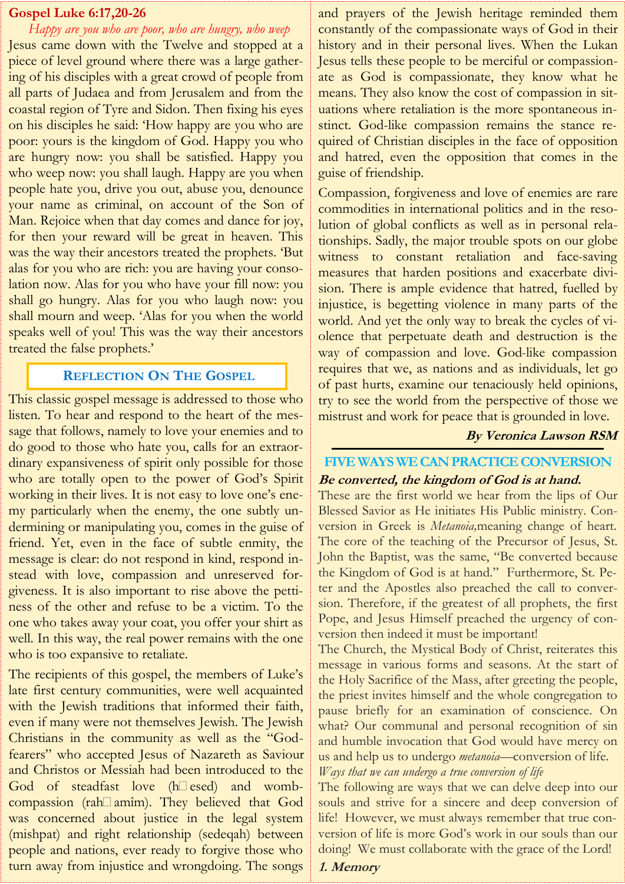## Gospel Luke 6:17,20-26

*Happy are you who are poor, who are hungry, who weep*

Jesus came down with the Twelve and stopped at a piece of level ground where there was a large gathering of his disciples with a great crowd of people from all parts of Judaea and from Jerusalem and from the coastal region of Tyre and Sidon. Then fixing his eyes on his disciples he said: 'How happy are you who are poor: yours is the kingdom of God. Happy you who are hungry now: you shall be satisfied. Happy you who weep now: you shall laugh. Happy are you when people hate you, drive you out, abuse you, denounce your name as criminal, on account of the Son of Man. Rejoice when that day comes and dance for joy, for then your reward will be great in heaven. This was the way their ancestors treated the prophets. 'But alas for you who are rich: you are having your consolation now. Alas for you who have your fill now: you shall go hungry. Alas for you who laugh now: you shall mourn and weep. 'Alas for you when the world speaks well of you! This was the way their ancestors treated the false prophets.'

## Reflection On The Gospel

This classic gospel message is addressed to those who listen. To hear and respond to the heart of the message that follows, namely to love your enemies and to do good to those who hate you, calls for an extraordinary expansiveness of spirit only possible for those who are totally open to the power of God's Spirit working in their lives. It is not easy to love one's enemy particularly when the enemy, the one subtly undermining or manipulating you, comes in the guise of friend. Yet, even in the face of subtle enmity, the message is clear: do not respond in kind, respond instead with love, compassion and unreserved forgiveness. It is also important to rise above the pettiness of the other and refuse to be a victim. To the one who takes away your coat, you offer your shirt as well. In this way, the real power remains with the one who is too expansive to retaliate.

The recipients of this gospel, the members of Luke's late first century communities, were well acquainted with the Jewish traditions that informed their faith, even if many were not themselves Jewish. The Jewish Christians in the community as well as the "God-fearers" who accepted Jesus of Nazareth as Saviour and Christos or Messiah had been introduced to the God of steadfast love (h esed) and womb-compassion (rah amîm). They believed that God was concerned about justice in the legal system (mishpat) and right relationship (sedeqah) between people and nations, ever ready to forgive those who turn away from injustice and wrongdoing. The songs and prayers of the Jewish heritage reminded them constantly of the compassionate ways of God in their history and in their personal lives. When the Lukan Jesus tells these people to be merciful or compassionate as God is compassionate, they know what he means. They also know the cost of compassion in situations where retaliation is the more spontaneous instinct. God-like compassion remains the stance required of Christian disciples in the face of opposition and hatred, even the opposition that comes in the guise of friendship.

Compassion, forgiveness and love of enemies are rare commodities in international politics and in the resolution of global conflicts as well as in personal relationships. Sadly, the major trouble spots on our globe witness to constant retaliation and face-saving measures that harden positions and exacerbate division. There is ample evidence that hatred, fuelled by injustice, is begetting violence in many parts of the world. And yet the only way to break the cycles of violence that perpetuate death and destruction is the way of compassion and love. God-like compassion requires that we, as nations and as individuals, let go of past hurts, examine our tenaciously held opinions, try to see the world from the perspective of those we mistrust and work for peace that is grounded in love.

***By Veronica Lawson RSM***

## FIVE WAYS WE CAN PRACTICE CONVERSION

***Be converted, the kingdom of God is at hand.***

These are the first world we hear from the lips of Our Blessed Savior as He initiates His Public ministry. Conversion in Greek is *Metanoia,* meaning change of heart. The core of the teaching of the Precursor of Jesus, St. John the Baptist, was the same, "Be converted because the Kingdom of God is at hand." Furthermore, St. Peter and the Apostles also preached the call to conversion. Therefore, if the greatest of all prophets, the first Pope, and Jesus Himself preached the urgency of conversion then indeed it must be important!

The Church, the Mystical Body of Christ, reiterates this message in various forms and seasons. At the start of the Holy Sacrifice of the Mass, after greeting the people, the priest invites himself and the whole congregation to pause briefly for an examination of conscience. On what? Our communal and personal recognition of sin and humble invocation that God would have mercy on us and help us to undergo *metanoia*—conversion of life.

*Ways that we can undergo a true conversion of life*

The following are ways that we can delve deep into our souls and strive for a sincere and deep conversion of life! However, we must always remember that true conversion of life is more God's work in our souls than our doing! We must collaborate with the grace of the Lord!

***1. Memory***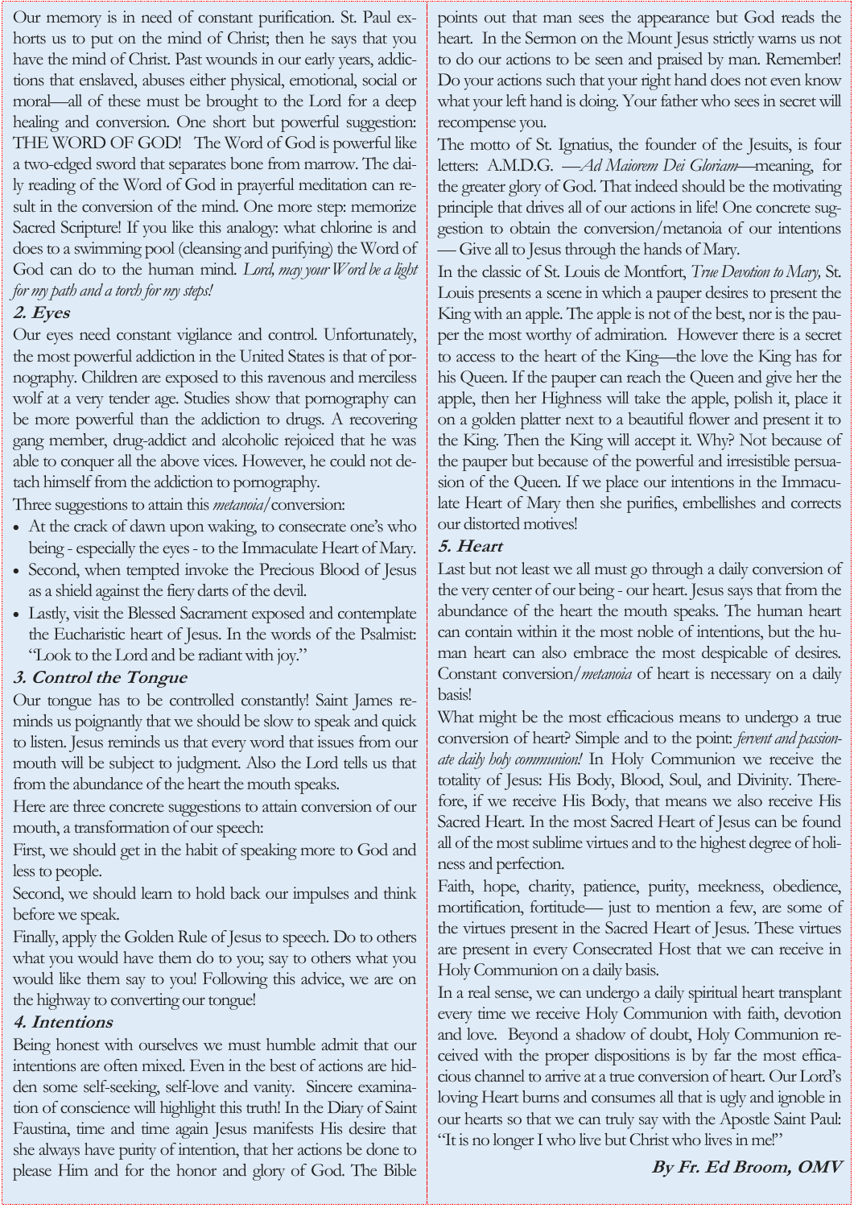Our memory is in need of constant purification. St. Paul exhorts us to put on the mind of Christ; then he says that you have the mind of Christ. Past wounds in our early years, addictions that enslaved, abuses either physical, emotional, social or moral—all of these must be brought to the Lord for a deep healing and conversion. One short but powerful suggestion: THE WORD OF GOD! The Word of God is powerful like a two-edged sword that separates bone from marrow. The daily reading of the Word of God in prayerful meditation can result in the conversion of the mind. One more step: memorize Sacred Scripture! If you like this analogy: what chlorine is and does to a swimming pool (cleansing and purifying) the Word of God can do to the human mind. *Lord, may your Word be a light for my path and a torch for my steps!*

### 2. Eyes

Our eyes need constant vigilance and control. Unfortunately, the most powerful addiction in the United States is that of pornography. Children are exposed to this ravenous and merciless wolf at a very tender age. Studies show that pornography can be more powerful than the addiction to drugs. A recovering gang member, drug-addict and alcoholic rejoiced that he was able to conquer all the above vices. However, he could not detach himself from the addiction to pornography.

Three suggestions to attain this *metanoia*/conversion:

- At the crack of dawn upon waking, to consecrate one's who being - especially the eyes - to the Immaculate Heart of Mary.
- Second, when tempted invoke the Precious Blood of Jesus as a shield against the fiery darts of the devil.
- Lastly, visit the Blessed Sacrament exposed and contemplate the Eucharistic heart of Jesus. In the words of the Psalmist: "Look to the Lord and be radiant with joy."

### 3. Control the Tongue

Our tongue has to be controlled constantly! Saint James reminds us poignantly that we should be slow to speak and quick to listen. Jesus reminds us that every word that issues from our mouth will be subject to judgment. Also the Lord tells us that from the abundance of the heart the mouth speaks.

Here are three concrete suggestions to attain conversion of our mouth, a transformation of our speech:

First, we should get in the habit of speaking more to God and less to people.

Second, we should learn to hold back our impulses and think before we speak.

Finally, apply the Golden Rule of Jesus to speech. Do to others what you would have them do to you; say to others what you would like them say to you! Following this advice, we are on the highway to converting our tongue!

### 4. Intentions

Being honest with ourselves we must humble admit that our intentions are often mixed. Even in the best of actions are hidden some self-seeking, self-love and vanity. Sincere examination of conscience will highlight this truth! In the Diary of Saint Faustina, time and time again Jesus manifests His desire that she always have purity of intention, that her actions be done to please Him and for the honor and glory of God. The Bible points out that man sees the appearance but God reads the heart. In the Sermon on the Mount Jesus strictly warns us not to do our actions to be seen and praised by man. Remember! Do your actions such that your right hand does not even know what your left hand is doing. Your father who sees in secret will recompense you.

The motto of St. Ignatius, the founder of the Jesuits, is four letters: A.M.D.G. —*Ad Maiorem Dei Gloriam*—meaning, for the greater glory of God. That indeed should be the motivating principle that drives all of our actions in life! One concrete suggestion to obtain the conversion/metanoia of our intentions — Give all to Jesus through the hands of Mary.

In the classic of St. Louis de Montfort, *True Devotion to Mary,* St. Louis presents a scene in which a pauper desires to present the King with an apple. The apple is not of the best, nor is the pauper the most worthy of admiration. However there is a secret to access to the heart of the King—the love the King has for his Queen. If the pauper can reach the Queen and give her the apple, then her Highness will take the apple, polish it, place it on a golden platter next to a beautiful flower and present it to the King. Then the King will accept it. Why? Not because of the pauper but because of the powerful and irresistible persuasion of the Queen. If we place our intentions in the Immaculate Heart of Mary then she purifies, embellishes and corrects our distorted motives!

### 5. Heart

Last but not least we all must go through a daily conversion of the very center of our being - our heart. Jesus says that from the abundance of the heart the mouth speaks. The human heart can contain within it the most noble of intentions, but the human heart can also embrace the most despicable of desires. Constant conversion/*metanoia* of heart is necessary on a daily basis!

What might be the most efficacious means to undergo a true conversion of heart? Simple and to the point: *fervent and passionate daily holy communion!* In Holy Communion we receive the totality of Jesus: His Body, Blood, Soul, and Divinity. Therefore, if we receive His Body, that means we also receive His Sacred Heart. In the most Sacred Heart of Jesus can be found all of the most sublime virtues and to the highest degree of holiness and perfection.

Faith, hope, charity, patience, purity, meekness, obedience, mortification, fortitude— just to mention a few, are some of the virtues present in the Sacred Heart of Jesus. These virtues are present in every Consecrated Host that we can receive in Holy Communion on a daily basis.

In a real sense, we can undergo a daily spiritual heart transplant every time we receive Holy Communion with faith, devotion and love. Beyond a shadow of doubt, Holy Communion received with the proper dispositions is by far the most efficacious channel to arrive at a true conversion of heart. Our Lord's loving Heart burns and consumes all that is ugly and ignoble in our hearts so that we can truly say with the Apostle Saint Paul: "It is no longer I who live but Christ who lives in me!"

***By Fr. Ed Broom, OMV***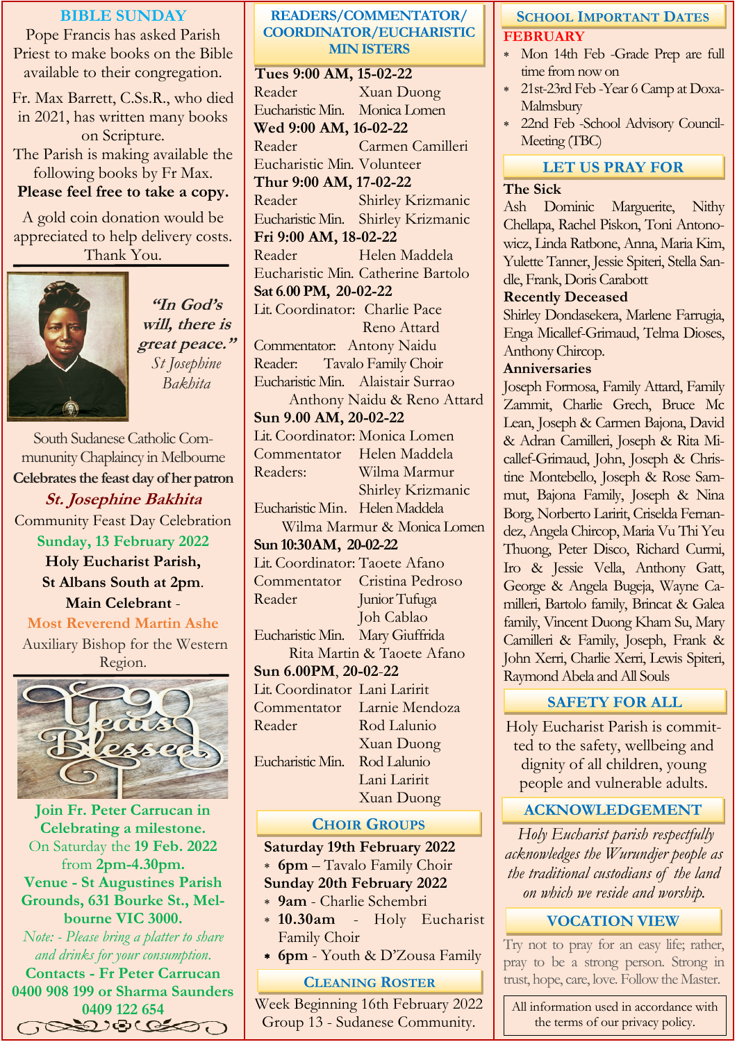## BIBLE SUNDAY

Pope Francis has asked Parish Priest to make books on the Bible available to their congregation.

Fr. Max Barrett, C.Ss.R., who died in 2021, has written many books on Scripture.

The Parish is making available the following books by Fr Max.

**Please feel free to take a copy.**

A gold coin donation would be appreciated to help delivery costs. Thank You.

*"In God's will, there is great peace."*

*St Josephine Bakhita*

South Sudanese Catholic Commununity Chaplaincy in Melbourne

**Celebrates the feast day of her patron**

***St. Josephine Bakhita***

Community Feast Day Celebration

**Sunday, 13 February 2022**

**Holy Eucharist Parish,**

**St Albans South at 2pm.**

**Main Celebrant -**

**Most Reverend Martin Ashe**

Auxiliary Bishop for the Western Region.

90 Years Blessed

**Join Fr. Peter Carrucan in Celebrating a milestone.**

On Saturday the **19 Feb. 2022** from **2pm-4.30pm.**

**Venue - St Augustines Parish Grounds, 631 Bourke St., Melbourne VIC 3000.**

*Note: - Please bring a platter to share and drinks for your consumption.*

**Contacts - Fr Peter Carrucan 0400 908 199 or Sharma Saunders 0409 122 654**

## READERS/COMMENTATOR/COORDINATOR/EUCHARISTIC MINISTERS

**Tues 9:00 AM, 15-02-22**
Reader: Xuan Duong
Eucharistic Min.: Monica Lomen

**Wed 9:00 AM, 16-02-22**
Reader: Carmen Camilleri
Eucharistic Min.: Volunteer

**Thur 9:00 AM, 17-02-22**
Reader: Shirley Krizmanic
Eucharistic Min.: Shirley Krizmanic

**Fri 9:00 AM, 18-02-22**
Reader: Helen Maddela
Eucharistic Min.: Catherine Bartolo

**Sat 6.00 PM, 20-02-22**
Lit. Coordinator: Charlie Pace, Reno Attard
Commentator: Antony Naidu
Reader: Tavalo Family Choir
Eucharistic Min.: Alaistair Surrao, Anthony Naidu & Reno Attard

**Sun 9.00 AM, 20-02-22**
Lit. Coordinator: Monica Lomen
Commentator: Helen Maddela
Readers: Wilma Marmur, Shirley Krizmanic
Eucharistic Min.: Helen Maddela, Wilma Marmur & Monica Lomen

**Sun 10:30AM, 20-02-22**
Lit. Coordinator: Taoete Afano
Commentator: Cristina Pedroso
Reader: Junior Tufuga, Joh Cablao
Eucharistic Min.: Mary Giuffrida, Rita Martin & Taoete Afano

**Sun 6.00PM, 20-02-22**
Lit. Coordinator: Lani Laririt
Commentator: Larnie Mendoza
Reader: Rod Lalunio, Xuan Duong
Eucharistic Min.: Rod Lalunio, Lani Laririt, Xuan Duong

## CHOIR GROUPS

**Saturday 19th February 2022**
* **6pm** – Tavalo Family Choir

**Sunday 20th February 2022**
* **9am** - Charlie Schembri
* **10.30am** - Holy Eucharist Family Choir
* **6pm** - Youth & D'Zousa Family

## CLEANING ROSTER

Week Beginning 16th February 2022
Group 13 - Sudanese Community.

## SCHOOL IMPORTANT DATES

**FEBRUARY**
* Mon 14th Feb -Grade Prep are full time from now on
* 21st-23rd Feb -Year 6 Camp at Doxa-Malmsbury
* 22nd Feb -School Advisory Council-Meeting (TBC)

## LET US PRAY FOR

**The Sick**

Ash Dominic Marguerite, Nithy Chellapa, Rachel Piskon, Toni Antonowicz, Linda Ratbone, Anna, Maria Kim, Yulette Tanner, Jessie Spiteri, Stella Sandle, Frank, Doris Carabott

**Recently Deceased**

Shirley Dondasekera, Marlene Farrugia, Enga Micallef-Grimaud, Telma Dioses, Anthony Chircop.

**Anniversaries**

Joseph Formosa, Family Attard, Family Zammit, Charlie Grech, Bruce Mc Lean, Joseph & Carmen Bajona, David & Adran Camilleri, Joseph & Rita Micallef-Grimaud, John, Joseph & Christine Montebello, Joseph & Rose Sammut, Bajona Family, Joseph & Nina Borg, Norberto Laririt, Criselda Fernandez, Angela Chircop, Maria Vu Thi Yeu Thuong, Peter Disco, Richard Curmi, Iro & Jessie Vella, Anthony Gatt, George & Angela Bugeja, Wayne Camilleri, Bartolo family, Brincat & Galea family, Vincent Duong Kham Su, Mary Camilleri & Family, Joseph, Frank & John Xerri, Charlie Xerri, Lewis Spiteri, Raymond Abela and All Souls

## SAFETY FOR ALL

Holy Eucharist Parish is committed to the safety, wellbeing and dignity of all children, young people and vulnerable adults.

## ACKNOWLEDGEMENT

*Holy Eucharist parish respectfully acknowledges the Wurundjer people as the traditional custodians of the land on which we reside and worship.*

## VOCATION VIEW

Try not to pray for an easy life; rather, pray to be a strong person. Strong in trust, hope, care, love. Follow the Master.

All information used in accordance with the terms of our privacy policy.